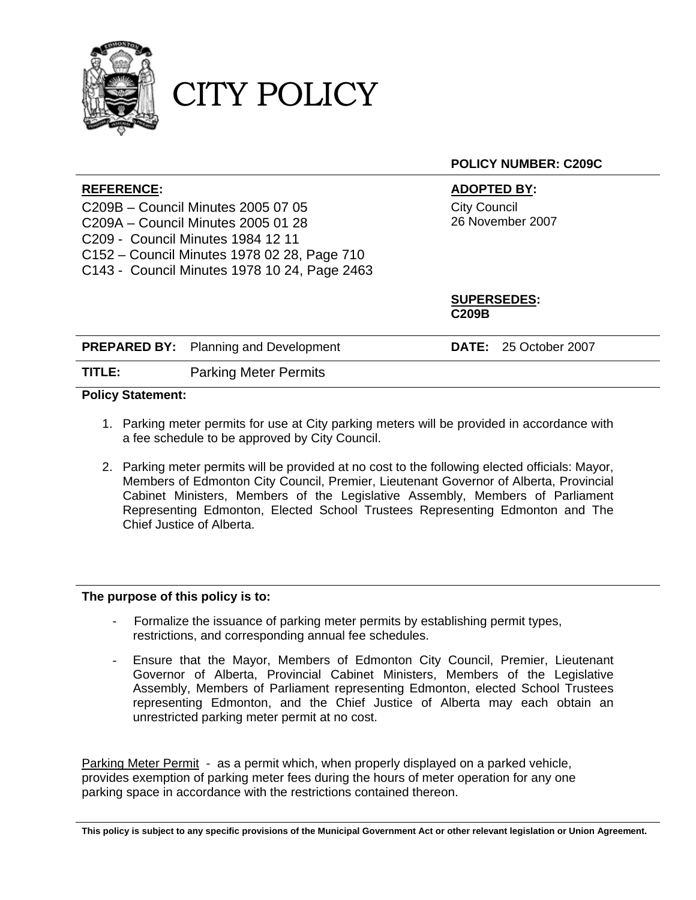# CITY POLICY

**POLICY NUMBER: C209C**

**REFERENCE:**

C209B – Council Minutes 2005 07 05
C209A – Council Minutes 2005 01 28
C209 - Council Minutes 1984 12 11
C152 – Council Minutes 1978 02 28, Page 710
C143 - Council Minutes 1978 10 24, Page 2463

**ADOPTED BY:**

City Council
26 November 2007

**SUPERSEDES:**
**C209B**

**PREPARED BY:** Planning and Development

**DATE:** 25 October 2007

**TITLE:** Parking Meter Permits

**Policy Statement:**

1. Parking meter permits for use at City parking meters will be provided in accordance with a fee schedule to be approved by City Council.
2. Parking meter permits will be provided at no cost to the following elected officials: Mayor, Members of Edmonton City Council, Premier, Lieutenant Governor of Alberta, Provincial Cabinet Ministers, Members of the Legislative Assembly, Members of Parliament Representing Edmonton, Elected School Trustees Representing Edmonton and The Chief Justice of Alberta.

**The purpose of this policy is to:**

- Formalize the issuance of parking meter permits by establishing permit types, restrictions, and corresponding annual fee schedules.
- Ensure that the Mayor, Members of Edmonton City Council, Premier, Lieutenant Governor of Alberta, Provincial Cabinet Ministers, Members of the Legislative Assembly, Members of Parliament representing Edmonton, elected School Trustees representing Edmonton, and the Chief Justice of Alberta may each obtain an unrestricted parking meter permit at no cost.

Parking Meter Permit - as a permit which, when properly displayed on a parked vehicle, provides exemption of parking meter fees during the hours of meter operation for any one parking space in accordance with the restrictions contained thereon.

**This policy is subject to any specific provisions of the Municipal Government Act or other relevant legislation or Union Agreement.**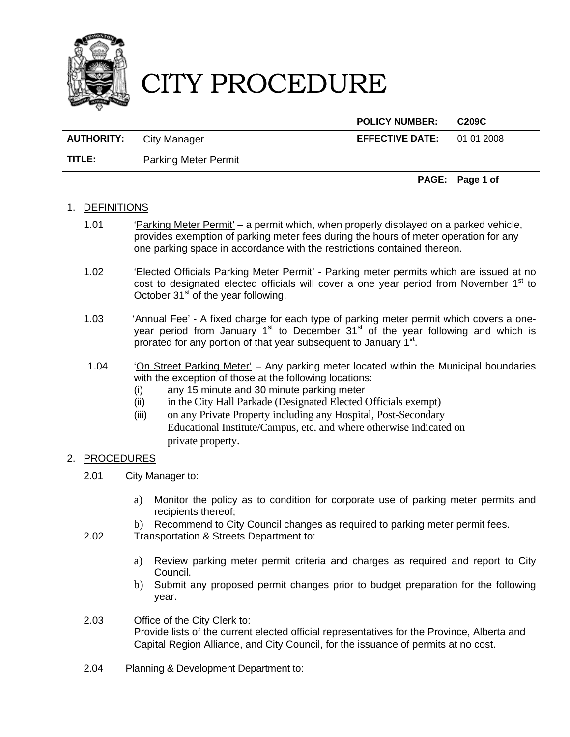# CITY PROCEDURE

| | | **POLICY NUMBER:** | **C209C** |
|---|---|---|---|
| **AUTHORITY:** | City Manager | **EFFECTIVE DATE:** | 01 01 2008 |
| **TITLE:** | Parking Meter Permit | | |

1. DEFINITIONS

   1.01 'Parking Meter Permit' – a permit which, when properly displayed on a parked vehicle, provides exemption of parking meter fees during the hours of meter operation for any one parking space in accordance with the restrictions contained thereon.

   1.02 'Elected Officials Parking Meter Permit' - Parking meter permits which are issued at no cost to designated elected officials will cover a one year period from November 1st to October 31st of the year following.

   1.03 'Annual Fee' - A fixed charge for each type of parking meter permit which covers a one-year period from January 1st to December 31st of the year following and which is prorated for any portion of that year subsequent to January 1st.

   1.04 'On Street Parking Meter' – Any parking meter located within the Municipal boundaries with the exception of those at the following locations:
   - (i) any 15 minute and 30 minute parking meter
   - (ii) in the City Hall Parkade (Designated Elected Officials exempt)
   - (iii) on any Private Property including any Hospital, Post-Secondary Educational Institute/Campus, etc. and where otherwise indicated on private property.

2. PROCEDURES

   2.01 City Manager to:
   - a) Monitor the policy as to condition for corporate use of parking meter permits and recipients thereof;
   - b) Recommend to City Council changes as required to parking meter permit fees.

   2.02 Transportation & Streets Department to:
   - a) Review parking meter permit criteria and charges as required and report to City Council.
   - b) Submit any proposed permit changes prior to budget preparation for the following year.

   2.03 Office of the City Clerk to:
   Provide lists of the current elected official representatives for the Province, Alberta and Capital Region Alliance, and City Council, for the issuance of permits at no cost.

   2.04 Planning & Development Department to: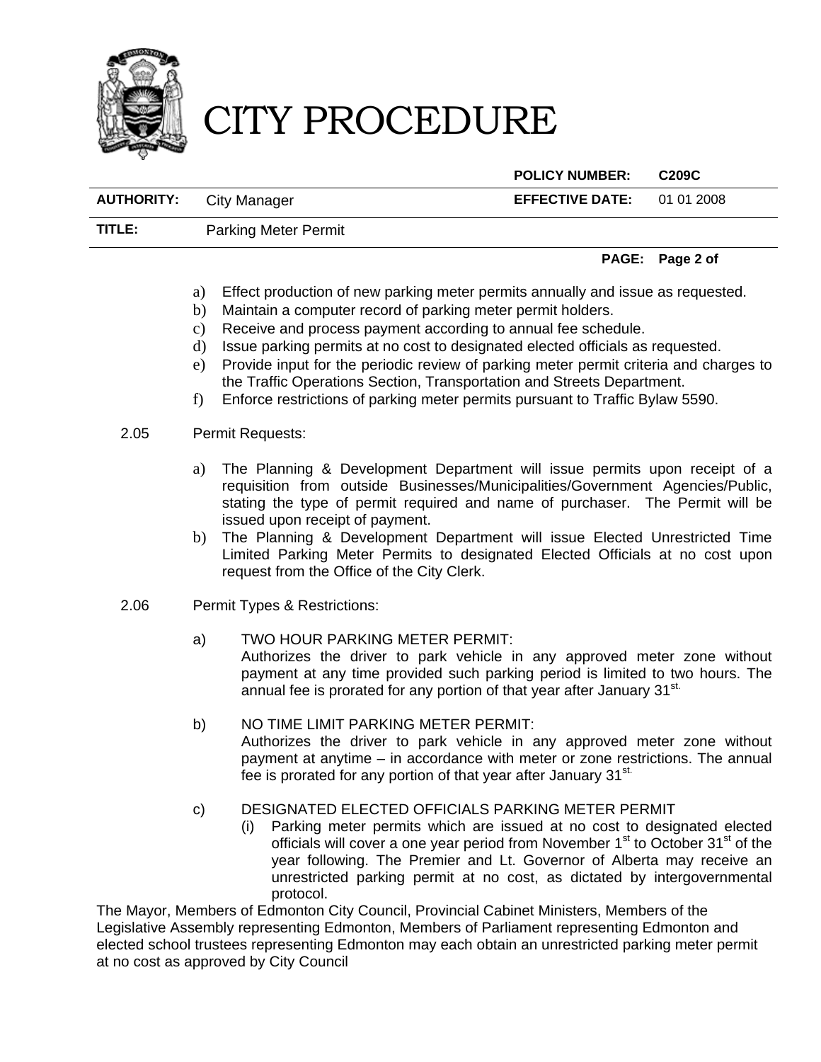a) Effect production of new parking meter permits annually and issue as requested.
b) Maintain a computer record of parking meter permit holders.
c) Receive and process payment according to annual fee schedule.
d) Issue parking permits at no cost to designated elected officials as requested.
e) Provide input for the periodic review of parking meter permit criteria and charges to the Traffic Operations Section, Transportation and Streets Department.
f) Enforce restrictions of parking meter permits pursuant to Traffic Bylaw 5590.

2.05 Permit Requests:

a) The Planning & Development Department will issue permits upon receipt of a requisition from outside Businesses/Municipalities/Government Agencies/Public, stating the type of permit required and name of purchaser. The Permit will be issued upon receipt of payment.
b) The Planning & Development Department will issue Elected Unrestricted Time Limited Parking Meter Permits to designated Elected Officials at no cost upon request from the Office of the City Clerk.

2.06 Permit Types & Restrictions:

a) TWO HOUR PARKING METER PERMIT:
Authorizes the driver to park vehicle in any approved meter zone without payment at any time provided such parking period is limited to two hours. The annual fee is prorated for any portion of that year after January 31st.

b) NO TIME LIMIT PARKING METER PERMIT:
Authorizes the driver to park vehicle in any approved meter zone without payment at anytime – in accordance with meter or zone restrictions. The annual fee is prorated for any portion of that year after January 31st.

c) DESIGNATED ELECTED OFFICIALS PARKING METER PERMIT
(i) Parking meter permits which are issued at no cost to designated elected officials will cover a one year period from November 1st to October 31st of the year following. The Premier and Lt. Governor of Alberta may receive an unrestricted parking permit at no cost, as dictated by intergovernmental protocol.

The Mayor, Members of Edmonton City Council, Provincial Cabinet Ministers, Members of the Legislative Assembly representing Edmonton, Members of Parliament representing Edmonton and elected school trustees representing Edmonton may each obtain an unrestricted parking meter permit at no cost as approved by City Council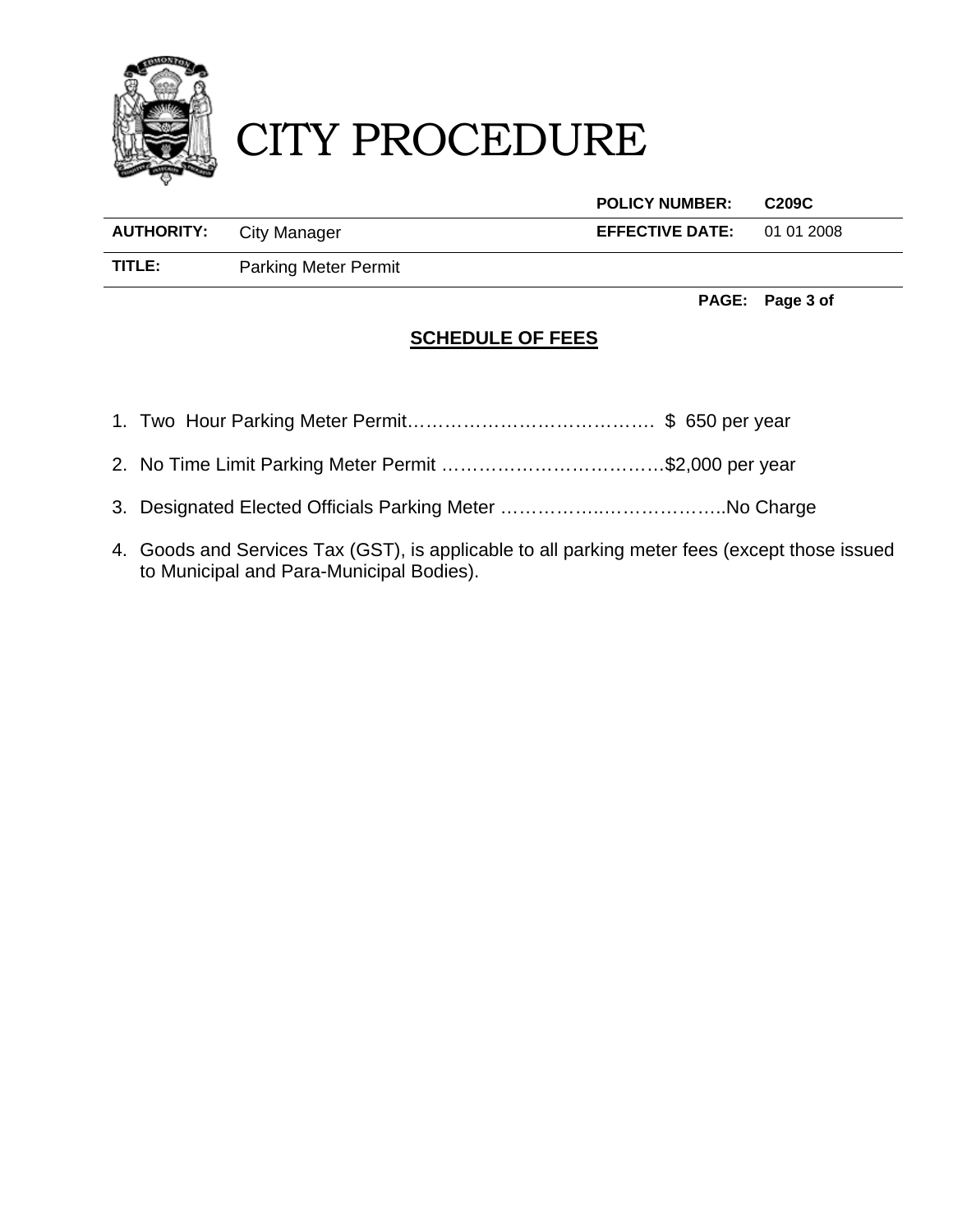# CITY PROCEDURE

| | | | |
|---|---|---|---|
| | | **POLICY NUMBER:** | **C209C** |
| **AUTHORITY:** | City Manager | **EFFECTIVE DATE:** | 01 01 2008 |
| **TITLE:** | Parking Meter Permit | | |

## SCHEDULE OF FEES

1. Two Hour Parking Meter Permit……………………………………. $ 650 per year
2. No Time Limit Parking Meter Permit ……………………………….$2,000 per year
3. Designated Elected Officials Parking Meter ……………..………………..No Charge
4. Goods and Services Tax (GST), is applicable to all parking meter fees (except those issued to Municipal and Para-Municipal Bodies).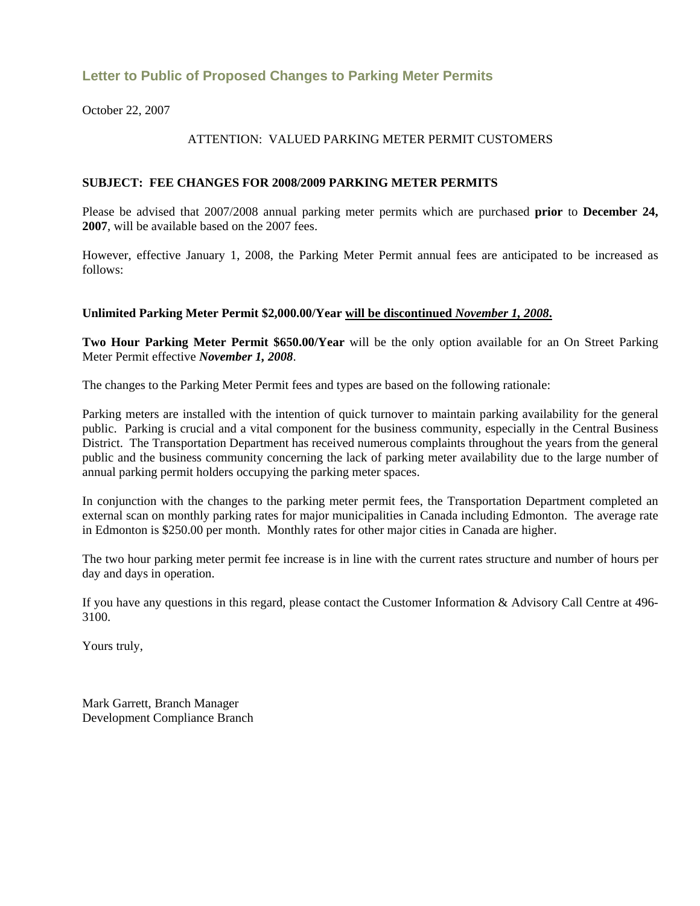## Letter to Public of Proposed Changes to Parking Meter Permits

October 22, 2007

ATTENTION: VALUED PARKING METER PERMIT CUSTOMERS

**SUBJECT: FEE CHANGES FOR 2008/2009 PARKING METER PERMITS**

Please be advised that 2007/2008 annual parking meter permits which are purchased **prior** to **December 24, 2007**, will be available based on the 2007 fees.

However, effective January 1, 2008, the Parking Meter Permit annual fees are anticipated to be increased as follows:

**Unlimited Parking Meter Permit $2,000.00/Year <u>will be discontinued *November 1, 2008*</u>.**

**Two Hour Parking Meter Permit $650.00/Year** will be the only option available for an On Street Parking Meter Permit effective ***November 1, 2008***.

The changes to the Parking Meter Permit fees and types are based on the following rationale:

Parking meters are installed with the intention of quick turnover to maintain parking availability for the general public. Parking is crucial and a vital component for the business community, especially in the Central Business District. The Transportation Department has received numerous complaints throughout the years from the general public and the business community concerning the lack of parking meter availability due to the large number of annual parking permit holders occupying the parking meter spaces.

In conjunction with the changes to the parking meter permit fees, the Transportation Department completed an external scan on monthly parking rates for major municipalities in Canada including Edmonton. The average rate in Edmonton is $250.00 per month. Monthly rates for other major cities in Canada are higher.

The two hour parking meter permit fee increase is in line with the current rates structure and number of hours per day and days in operation.

If you have any questions in this regard, please contact the Customer Information & Advisory Call Centre at 496-3100.

Yours truly,

Mark Garrett, Branch Manager
Development Compliance Branch